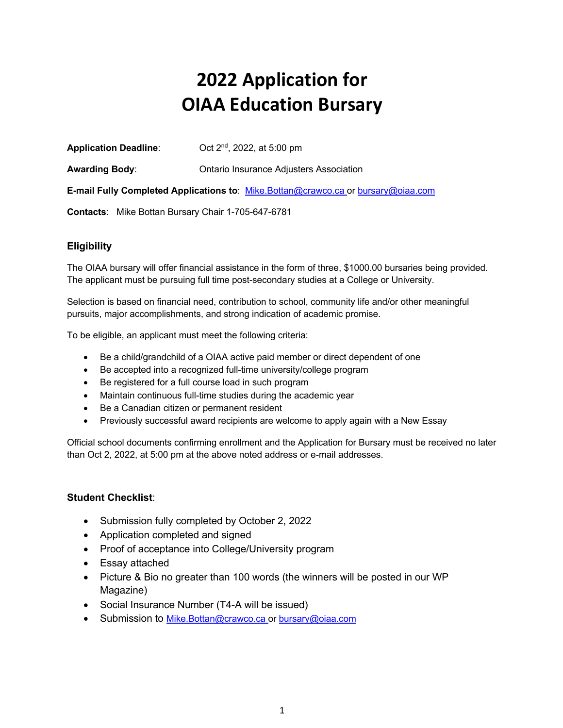# 2022 Application for OIAA Education Bursary

**Application Deadline**: Oct 2nd, 2022, at 5:00 pm

**Awarding Body**: Ontario Insurance Adjusters Association

**E-mail Fully Completed Applications to**: Mike.Bottan@crawco.ca or bursary@oiaa.com

**Contacts**: Mike Bottan Bursary Chair 1-705-647-6781

### Eligibility

The OIAA bursary will offer financial assistance in the form of three, $1000.00 bursaries being provided. The applicant must be pursuing full time post-secondary studies at a College or University.

Selection is based on financial need, contribution to school, community life and/or other meaningful pursuits, major accomplishments, and strong indication of academic promise.

To be eligible, an applicant must meet the following criteria:

- Be a child/grandchild of a OIAA active paid member or direct dependent of one
- Be accepted into a recognized full-time university/college program
- Be registered for a full course load in such program
- Maintain continuous full-time studies during the academic year
- Be a Canadian citizen or permanent resident
- Previously successful award recipients are welcome to apply again with a New Essay

Official school documents confirming enrollment and the Application for Bursary must be received no later than Oct 2, 2022, at 5:00 pm at the above noted address or e-mail addresses.

### Student Checklist:

- Submission fully completed by October 2, 2022
- Application completed and signed
- Proof of acceptance into College/University program
- Essay attached
- Picture & Bio no greater than 100 words (the winners will be posted in our WP Magazine)
- Social Insurance Number (T4-A will be issued)
- Submission to Mike.Bottan@crawco.ca or bursary@oiaa.com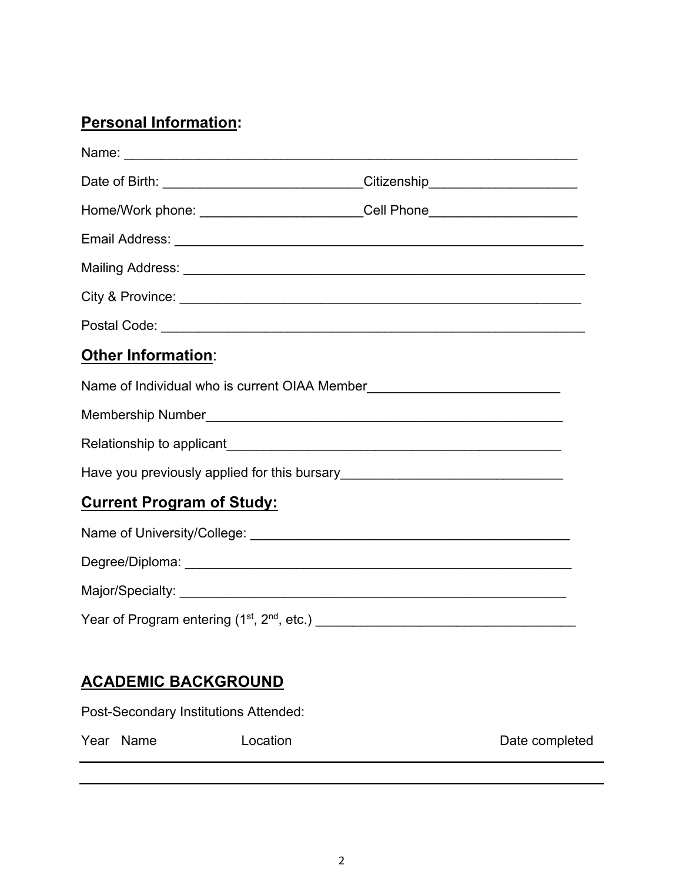## **Personal Information:**

Name: ________________________________________________________________

Date of Birth: ___________________________Citizenship____________________

Home/Work phone: ______________________Cell Phone____________________

Email Address: __________________________________________________________

Mailing Address: _________________________________________________________

City & Province: _________________________________________________________

Postal Code: _____________________________________________________________

## **Other Information**:

Name of Individual who is current OIAA Member__________________________

Membership Number_________________________________________________

Relationship to applicant_______________________________________________

Have you previously applied for this bursary______________________________

## **Current Program of Study:**

Name of University/College: ____________________________________________

Degree/Diploma: ______________________________________________________

Major/Specialty: ______________________________________________________

Year of Program entering (1st, 2nd, etc.) ___________________________________

## **ACADEMIC BACKGROUND**

Post-Secondary Institutions Attended:

| Year | Name | Location | Date completed |
| --- | --- | --- | --- |
| | | | |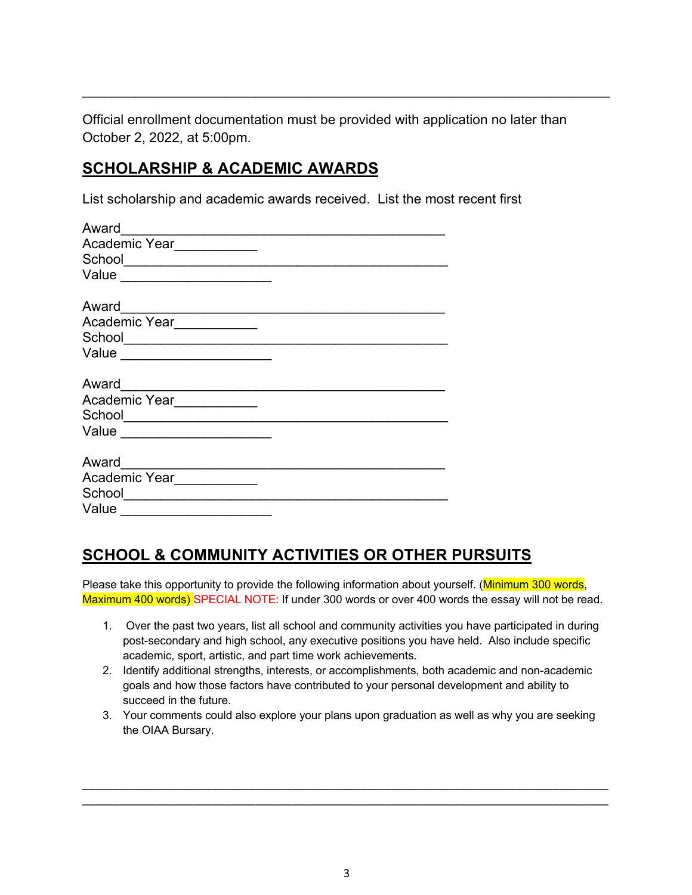___________________________________________________________________________

Official enrollment documentation must be provided with application no later than October 2, 2022, at 5:00pm.

## SCHOLARSHIP & ACADEMIC AWARDS

List scholarship and academic awards received. List the most recent first

Award_____________________________________________
Academic Year___________
School_____________________________________________
Value ____________________

Award_____________________________________________
Academic Year___________
School_____________________________________________
Value ____________________

Award_____________________________________________
Academic Year___________
School_____________________________________________
Value ____________________

Award_____________________________________________
Academic Year___________
School_____________________________________________
Value ____________________

## SCHOOL & COMMUNITY ACTIVITIES OR OTHER PURSUITS

Please take this opportunity to provide the following information about yourself. (Minimum 300 words, Maximum 400 words) SPECIAL NOTE: If under 300 words or over 400 words the essay will not be read.

1. Over the past two years, list all school and community activities you have participated in during post-secondary and high school, any executive positions you have held. Also include specific academic, sport, artistic, and part time work achievements.
2. Identify additional strengths, interests, or accomplishments, both academic and non-academic goals and how those factors have contributed to your personal development and ability to succeed in the future.
3. Your comments could also explore your plans upon graduation as well as why you are seeking the OIAA Bursary.

___________________________________________________________________________
___________________________________________________________________________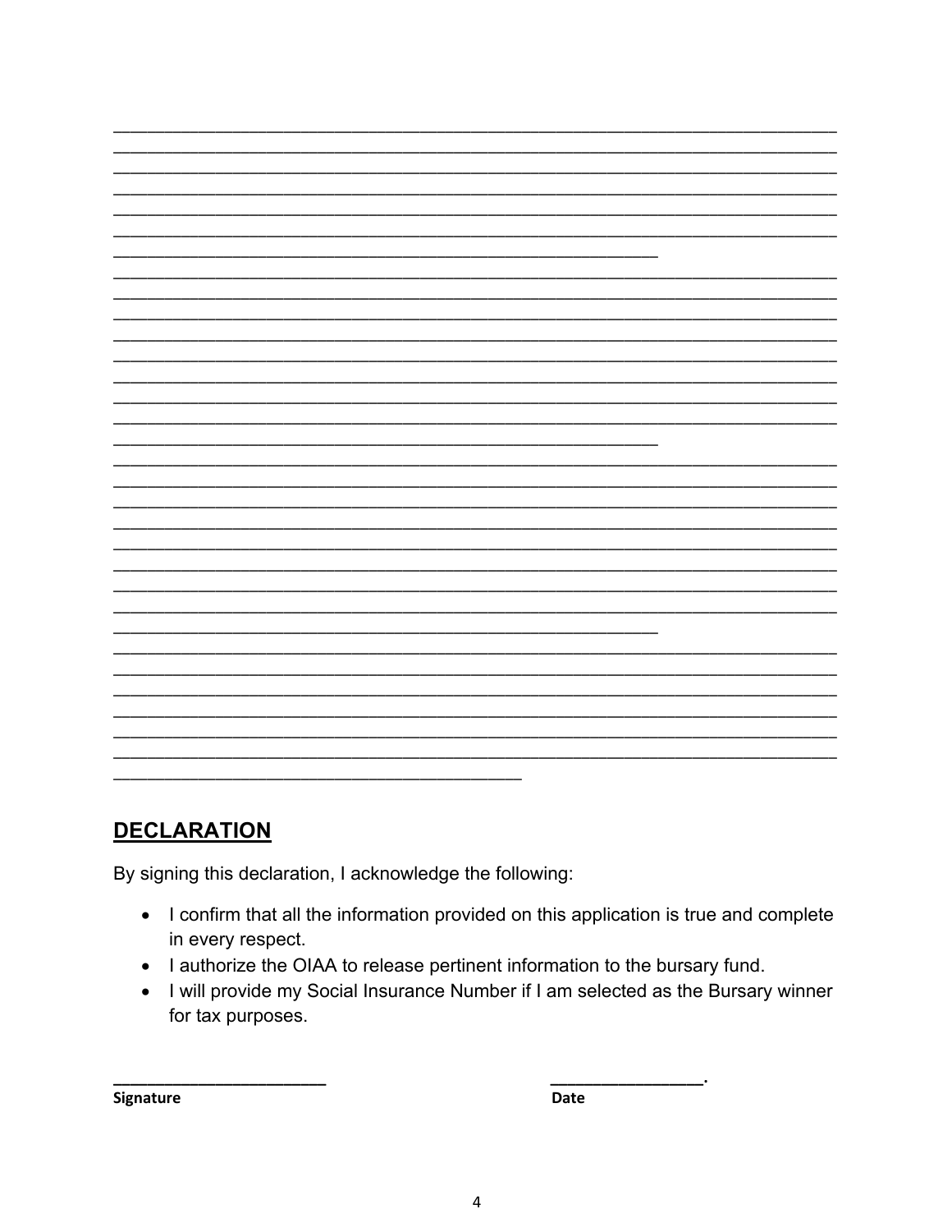## DECLARATION

By signing this declaration, I acknowledge the following:

- I confirm that all the information provided on this application is true and complete in every respect.
- I authorize the OIAA to release pertinent information to the bursary fund.
- I will provide my Social Insurance Number if I am selected as the Bursary winner for tax purposes.

________________________ ________________.

**Signature** **Date**